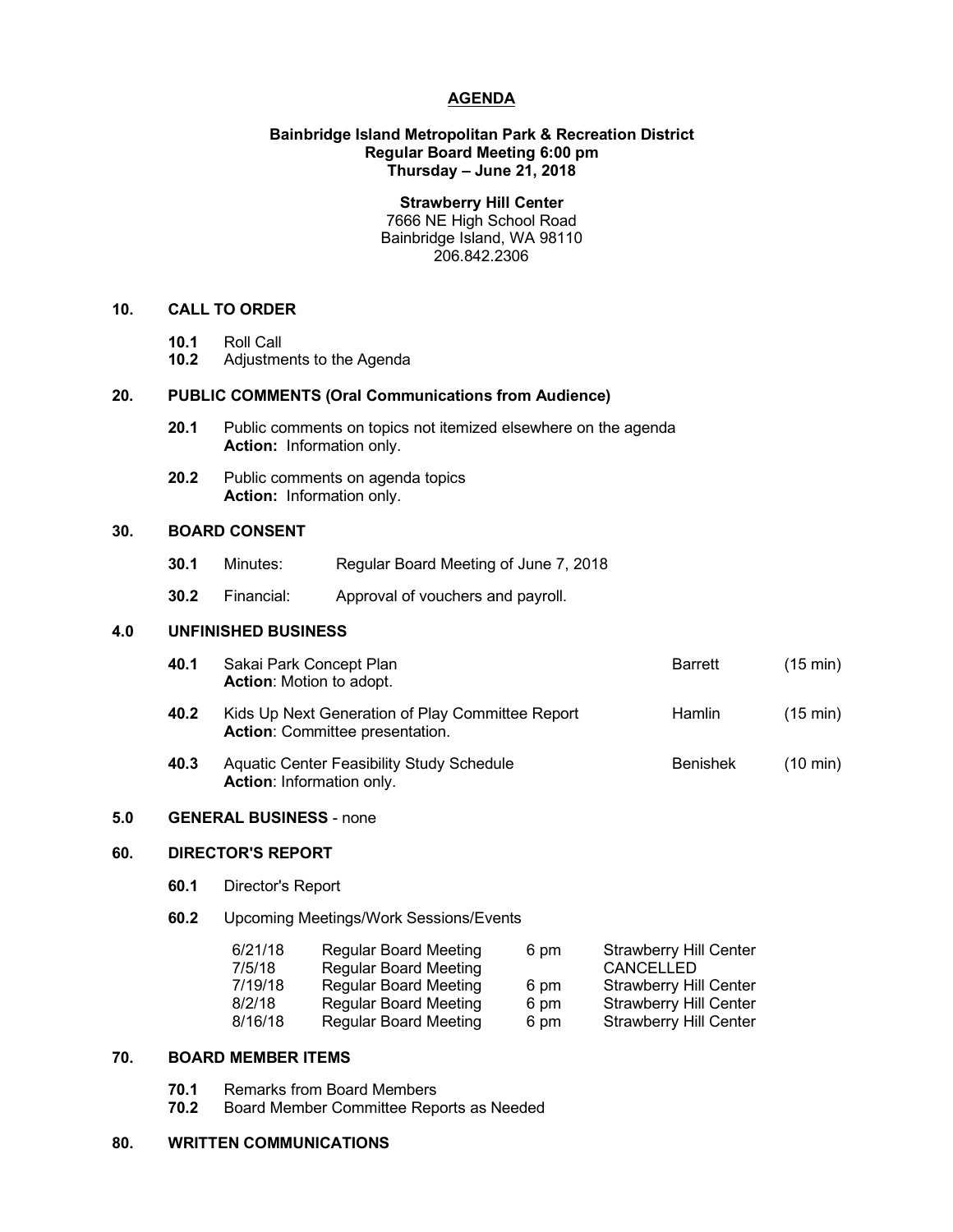# AGENDA

**Bainbridge Island Metropolitan Park & Recreation District**
**Regular Board Meeting 6:00 pm**
**Thursday – June 21, 2018**

**Strawberry Hill Center**
7666 NE High School Road
Bainbridge Island, WA 98110
206.842.2306

## 10. CALL TO ORDER

**10.1** Roll Call
**10.2** Adjustments to the Agenda

## 20. PUBLIC COMMENTS (Oral Communications from Audience)

**20.1** Public comments on topics not itemized elsewhere on the agenda
**Action:** Information only.

**20.2** Public comments on agenda topics
**Action:** Information only.

## 30. BOARD CONSENT

**30.1** Minutes: Regular Board Meeting of June 7, 2018

**30.2** Financial: Approval of vouchers and payroll.

## 4.0 UNFINISHED BUSINESS

| | Item | Presenter | Time |
|---|---|---|---|
| **40.1** | Sakai Park Concept Plan<br>**Action**: Motion to adopt. | Barrett | (15 min) |
| **40.2** | Kids Up Next Generation of Play Committee Report<br>**Action**: Committee presentation. | Hamlin | (15 min) |
| **40.3** | Aquatic Center Feasibility Study Schedule<br>**Action**: Information only. | Benishek | (10 min) |

## 5.0 GENERAL BUSINESS - none

## 60. DIRECTOR'S REPORT

**60.1** Director's Report

**60.2** Upcoming Meetings/Work Sessions/Events

| Date | Meeting | Time | Location |
|---|---|---|---|
| 6/21/18 | Regular Board Meeting | 6 pm | Strawberry Hill Center |
| 7/5/18 | Regular Board Meeting | | CANCELLED |
| 7/19/18 | Regular Board Meeting | 6 pm | Strawberry Hill Center |
| 8/2/18 | Regular Board Meeting | 6 pm | Strawberry Hill Center |
| 8/16/18 | Regular Board Meeting | 6 pm | Strawberry Hill Center |

## 70. BOARD MEMBER ITEMS

**70.1** Remarks from Board Members
**70.2** Board Member Committee Reports as Needed

## 80. WRITTEN COMMUNICATIONS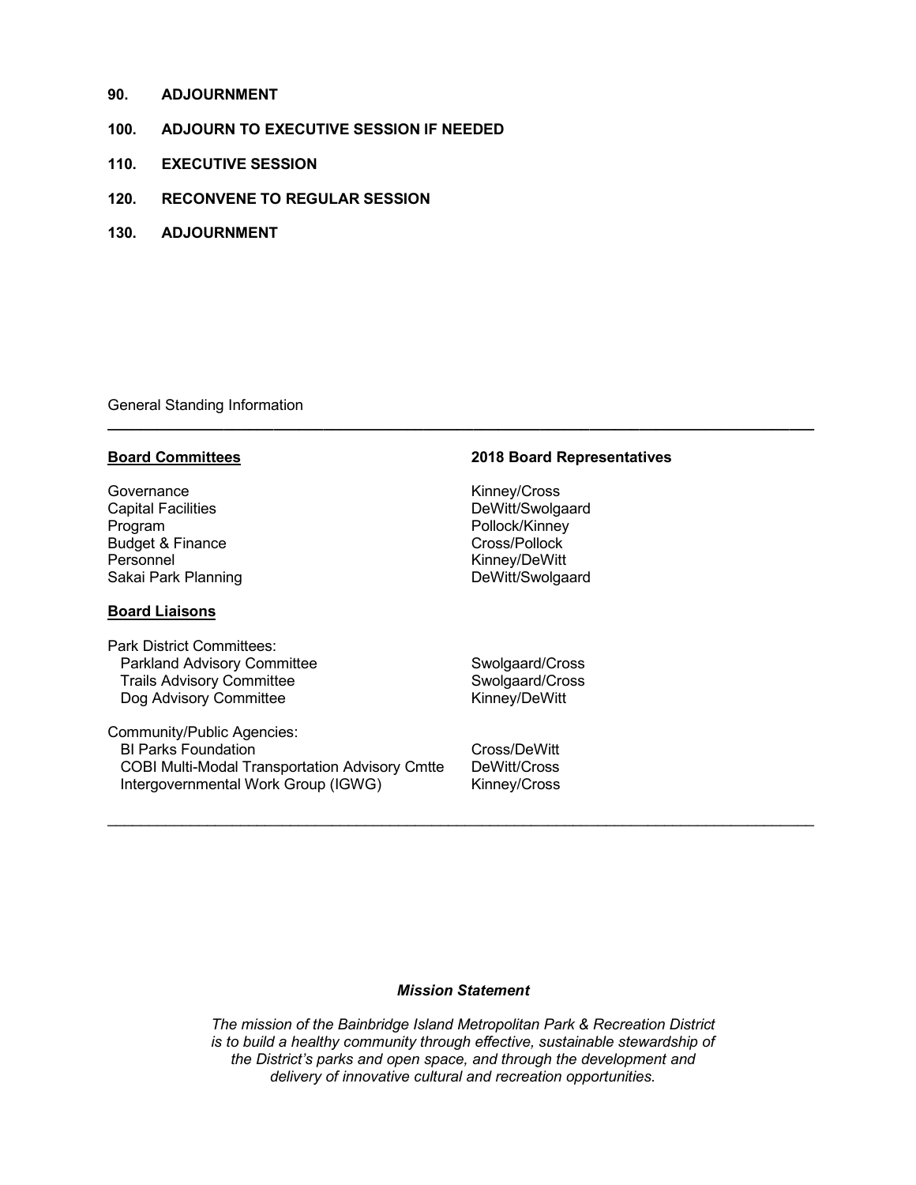**90. ADJOURNMENT**

**100. ADJOURN TO EXECUTIVE SESSION IF NEEDED**

**110. EXECUTIVE SESSION**

**120. RECONVENE TO REGULAR SESSION**

**130. ADJOURNMENT**

General Standing Information

---

| **Board Committees** | **2018 Board Representatives** |
|---|---|
| Governance | Kinney/Cross |
| Capital Facilities | DeWitt/Swolgaard |
| Program | Pollock/Kinney |
| Budget & Finance | Cross/Pollock |
| Personnel | Kinney/DeWitt |
| Sakai Park Planning | DeWitt/Swolgaard |

**Board Liaisons**

| | |
|---|---|
| Park District Committees: | |
| Parkland Advisory Committee | Swolgaard/Cross |
| Trails Advisory Committee | Swolgaard/Cross |
| Dog Advisory Committee | Kinney/DeWitt |
| Community/Public Agencies: | |
| BI Parks Foundation | Cross/DeWitt |
| COBI Multi-Modal Transportation Advisory Cmtte | DeWitt/Cross |
| Intergovernmental Work Group (IGWG) | Kinney/Cross |

---

***Mission Statement***

*The mission of the Bainbridge Island Metropolitan Park & Recreation District is to build a healthy community through effective, sustainable stewardship of the District's parks and open space, and through the development and delivery of innovative cultural and recreation opportunities.*